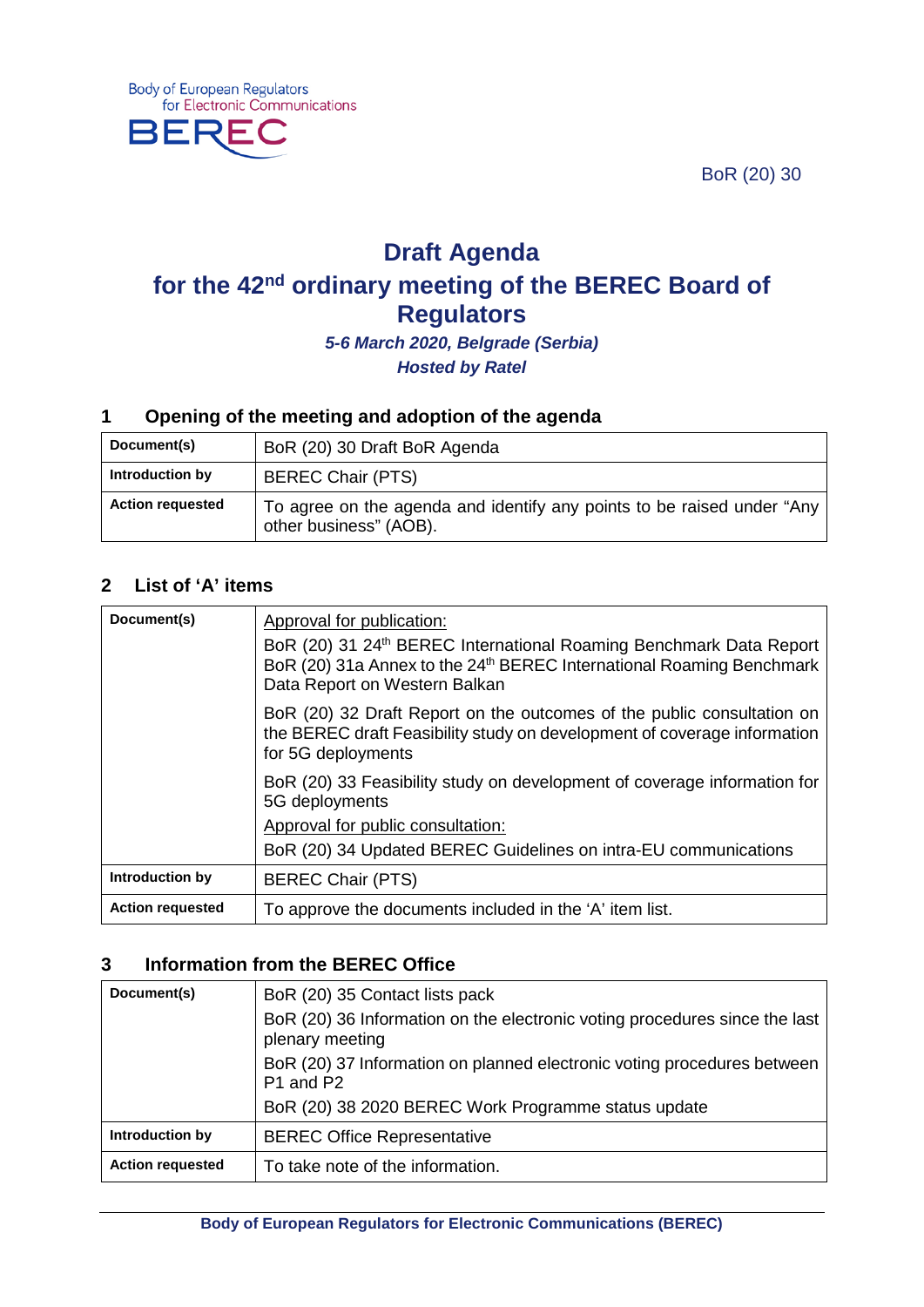Body of European Regulators for Electronic Communications

BEREC

BoR (20) 30

# Draft Agenda
# for the 42nd ordinary meeting of the BEREC Board of Regulators

***5-6 March 2020, Belgrade (Serbia)***
***Hosted by Ratel***

## 1 Opening of the meeting and adoption of the agenda

| | |
|---|---|
| **Document(s)** | BoR (20) 30 Draft BoR Agenda |
| **Introduction by** | BEREC Chair (PTS) |
| **Action requested** | To agree on the agenda and identify any points to be raised under "Any other business" (AOB). |

## 2 List of 'A' items

| | |
|---|---|
| **Document(s)** | Approval for publication:<br>BoR (20) 31 24th BEREC International Roaming Benchmark Data Report<br>BoR (20) 31a Annex to the 24th BEREC International Roaming Benchmark Data Report on Western Balkan<br>BoR (20) 32 Draft Report on the outcomes of the public consultation on the BEREC draft Feasibility study on development of coverage information for 5G deployments<br>BoR (20) 33 Feasibility study on development of coverage information for 5G deployments<br>Approval for public consultation:<br>BoR (20) 34 Updated BEREC Guidelines on intra-EU communications |
| **Introduction by** | BEREC Chair (PTS) |
| **Action requested** | To approve the documents included in the 'A' item list. |

## 3 Information from the BEREC Office

| | |
|---|---|
| **Document(s)** | BoR (20) 35 Contact lists pack<br>BoR (20) 36 Information on the electronic voting procedures since the last plenary meeting<br>BoR (20) 37 Information on planned electronic voting procedures between P1 and P2<br>BoR (20) 38 2020 BEREC Work Programme status update |
| **Introduction by** | BEREC Office Representative |
| **Action requested** | To take note of the information. |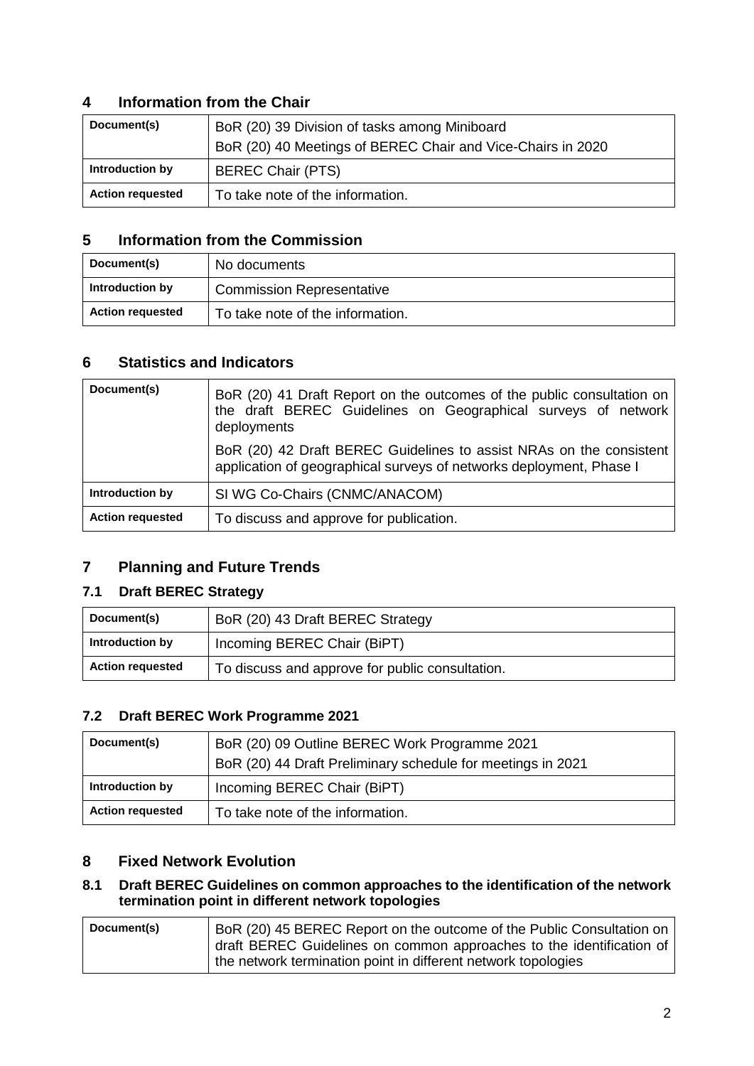## 4 Information from the Chair

| Document(s) | BoR (20) 39 Division of tasks among Miniboard<br>BoR (20) 40 Meetings of BEREC Chair and Vice-Chairs in 2020 |
|---|---|
| Introduction by | BEREC Chair (PTS) |
| Action requested | To take note of the information. |

## 5 Information from the Commission

| Document(s) | No documents |
|---|---|
| Introduction by | Commission Representative |
| Action requested | To take note of the information. |

## 6 Statistics and Indicators

| Document(s) | BoR (20) 41 Draft Report on the outcomes of the public consultation on the draft BEREC Guidelines on Geographical surveys of network deployments<br>BoR (20) 42 Draft BEREC Guidelines to assist NRAs on the consistent application of geographical surveys of networks deployment, Phase I |
|---|---|
| Introduction by | SI WG Co-Chairs (CNMC/ANACOM) |
| Action requested | To discuss and approve for publication. |

## 7 Planning and Future Trends

### 7.1 Draft BEREC Strategy

| Document(s) | BoR (20) 43 Draft BEREC Strategy |
|---|---|
| Introduction by | Incoming BEREC Chair (BiPT) |
| Action requested | To discuss and approve for public consultation. |

### 7.2 Draft BEREC Work Programme 2021

| Document(s) | BoR (20) 09 Outline BEREC Work Programme 2021<br>BoR (20) 44 Draft Preliminary schedule for meetings in 2021 |
|---|---|
| Introduction by | Incoming BEREC Chair (BiPT) |
| Action requested | To take note of the information. |

## 8 Fixed Network Evolution

### 8.1 Draft BEREC Guidelines on common approaches to the identification of the network termination point in different network topologies

| Document(s) | BoR (20) 45 BEREC Report on the outcome of the Public Consultation on draft BEREC Guidelines on common approaches to the identification of the network termination point in different network topologies |
|---|---|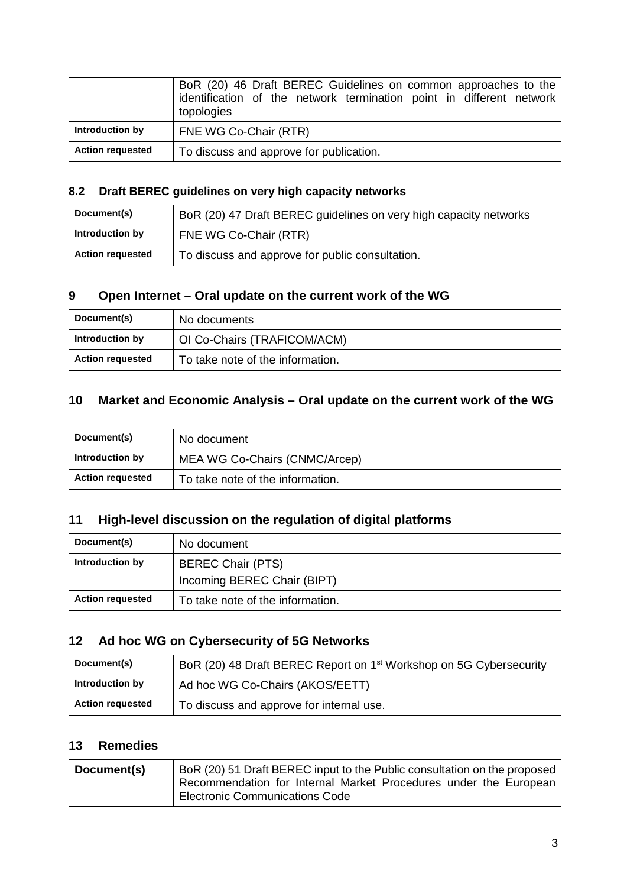| | BoR (20) 46 Draft BEREC Guidelines on common approaches to the identification of the network termination point in different network topologies |
|---|---|
| **Introduction by** | FNE WG Co-Chair (RTR) |
| **Action requested** | To discuss and approve for publication. |

### 8.2 Draft BEREC guidelines on very high capacity networks

| **Document(s)** | BoR (20) 47 Draft BEREC guidelines on very high capacity networks |
|---|---|
| **Introduction by** | FNE WG Co-Chair (RTR) |
| **Action requested** | To discuss and approve for public consultation. |

## 9 Open Internet – Oral update on the current work of the WG

| **Document(s)** | No documents |
|---|---|
| **Introduction by** | OI Co-Chairs (TRAFICOM/ACM) |
| **Action requested** | To take note of the information. |

## 10 Market and Economic Analysis – Oral update on the current work of the WG

| **Document(s)** | No document |
|---|---|
| **Introduction by** | MEA WG Co-Chairs (CNMC/Arcep) |
| **Action requested** | To take note of the information. |

## 11 High-level discussion on the regulation of digital platforms

| **Document(s)** | No document |
|---|---|
| **Introduction by** | BEREC Chair (PTS)<br>Incoming BEREC Chair (BIPT) |
| **Action requested** | To take note of the information. |

## 12 Ad hoc WG on Cybersecurity of 5G Networks

| **Document(s)** | BoR (20) 48 Draft BEREC Report on 1st Workshop on 5G Cybersecurity |
|---|---|
| **Introduction by** | Ad hoc WG Co-Chairs (AKOS/EETT) |
| **Action requested** | To discuss and approve for internal use. |

## 13 Remedies

| **Document(s)** | BoR (20) 51 Draft BEREC input to the Public consultation on the proposed Recommendation for Internal Market Procedures under the European Electronic Communications Code |
|---|---|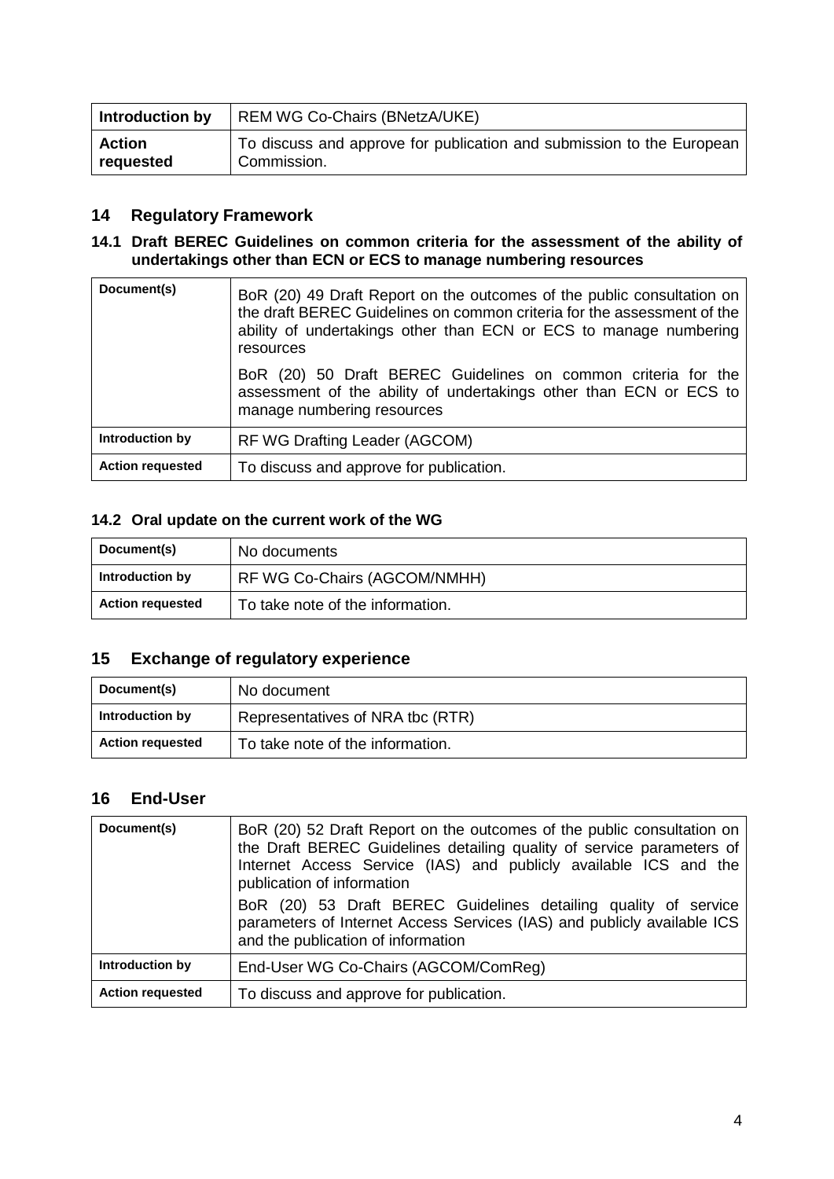| Introduction by | REM WG Co-Chairs (BNetzA/UKE) |
|---|---|
| **Action requested** | To discuss and approve for publication and submission to the European Commission. |

## 14 Regulatory Framework

### 14.1 Draft BEREC Guidelines on common criteria for the assessment of the ability of undertakings other than ECN or ECS to manage numbering resources

| Document(s) | BoR (20) 49 Draft Report on the outcomes of the public consultation on the draft BEREC Guidelines on common criteria for the assessment of the ability of undertakings other than ECN or ECS to manage numbering resources<br><br>BoR (20) 50 Draft BEREC Guidelines on common criteria for the assessment of the ability of undertakings other than ECN or ECS to manage numbering resources |
|---|---|
| **Introduction by** | RF WG Drafting Leader (AGCOM) |
| **Action requested** | To discuss and approve for publication. |

### 14.2 Oral update on the current work of the WG

| Document(s) | No documents |
|---|---|
| **Introduction by** | RF WG Co-Chairs (AGCOM/NMHH) |
| **Action requested** | To take note of the information. |

## 15 Exchange of regulatory experience

| Document(s) | No document |
|---|---|
| **Introduction by** | Representatives of NRA tbc (RTR) |
| **Action requested** | To take note of the information. |

## 16 End-User

| Document(s) | BoR (20) 52 Draft Report on the outcomes of the public consultation on the Draft BEREC Guidelines detailing quality of service parameters of Internet Access Service (IAS) and publicly available ICS and the publication of information<br><br>BoR (20) 53 Draft BEREC Guidelines detailing quality of service parameters of Internet Access Services (IAS) and publicly available ICS and the publication of information |
|---|---|
| **Introduction by** | End-User WG Co-Chairs (AGCOM/ComReg) |
| **Action requested** | To discuss and approve for publication. |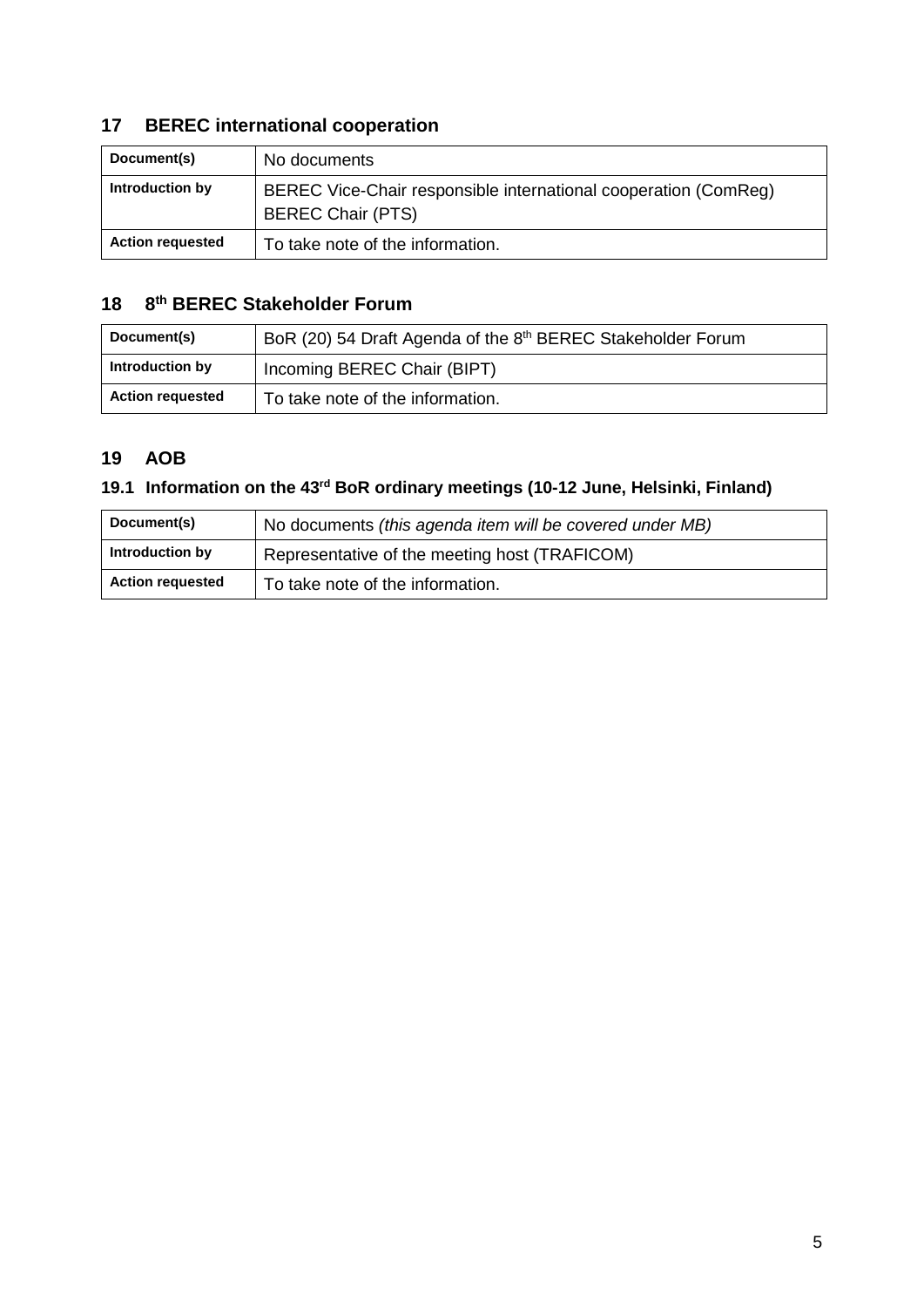## 17 BEREC international cooperation

| | |
|---|---|
| **Document(s)** | No documents |
| **Introduction by** | BEREC Vice-Chair responsible international cooperation (ComReg)<br>BEREC Chair (PTS) |
| **Action requested** | To take note of the information. |

## 18 8th BEREC Stakeholder Forum

| | |
|---|---|
| **Document(s)** | BoR (20) 54 Draft Agenda of the 8th BEREC Stakeholder Forum |
| **Introduction by** | Incoming BEREC Chair (BIPT) |
| **Action requested** | To take note of the information. |

## 19 AOB

### 19.1 Information on the 43rd BoR ordinary meetings (10-12 June, Helsinki, Finland)

| | |
|---|---|
| **Document(s)** | No documents *(this agenda item will be covered under MB)* |
| **Introduction by** | Representative of the meeting host (TRAFICOM) |
| **Action requested** | To take note of the information. |